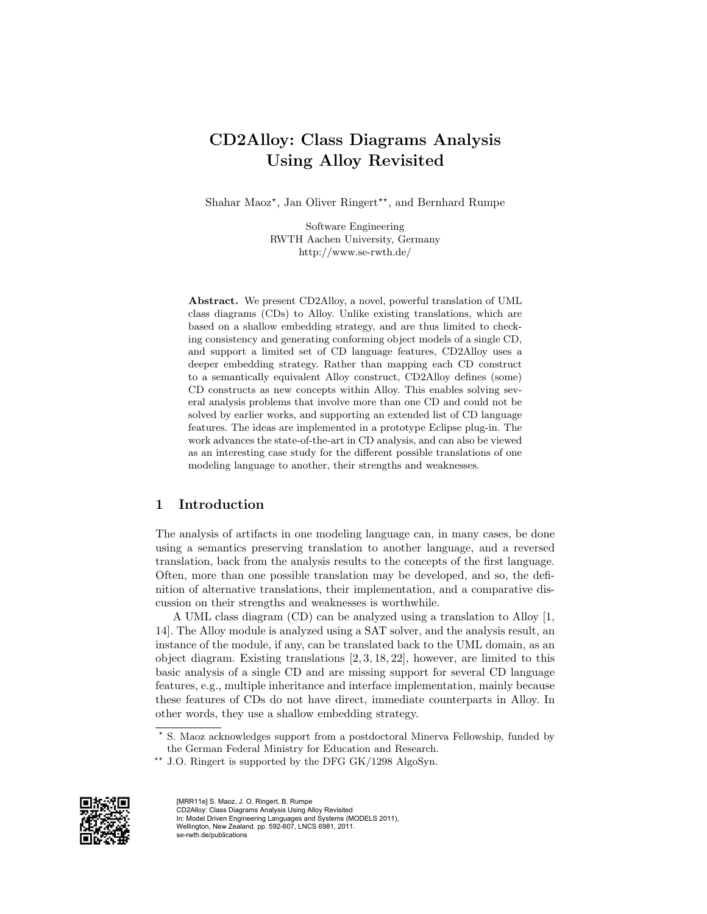# CD2Alloy: Class Diagrams Analysis Using Alloy Revisited

Shahar Maoz*, Jan Oliver Ringert**, and Bernhard Rumpe

Software Engineering
RWTH Aachen University, Germany
http://www.se-rwth.de/

**Abstract.** We present CD2Alloy, a novel, powerful translation of UML class diagrams (CDs) to Alloy. Unlike existing translations, which are based on a shallow embedding strategy, and are thus limited to checking consistency and generating conforming object models of a single CD, and support a limited set of CD language features, CD2Alloy uses a deeper embedding strategy. Rather than mapping each CD construct to a semantically equivalent Alloy construct, CD2Alloy defines (some) CD constructs as new concepts within Alloy. This enables solving several analysis problems that involve more than one CD and could not be solved by earlier works, and supporting an extended list of CD language features. The ideas are implemented in a prototype Eclipse plug-in. The work advances the state-of-the-art in CD analysis, and can also be viewed as an interesting case study for the different possible translations of one modeling language to another, their strengths and weaknesses.

## 1 Introduction

The analysis of artifacts in one modeling language can, in many cases, be done using a semantics preserving translation to another language, and a reversed translation, back from the analysis results to the concepts of the first language. Often, more than one possible translation may be developed, and so, the definition of alternative translations, their implementation, and a comparative discussion on their strengths and weaknesses is worthwhile.

A UML class diagram (CD) can be analyzed using a translation to Alloy [1, 14]. The Alloy module is analyzed using a SAT solver, and the analysis result, an instance of the module, if any, can be translated back to the UML domain, as an object diagram. Existing translations [2, 3, 18, 22], however, are limited to this basic analysis of a single CD and are missing support for several CD language features, e.g., multiple inheritance and interface implementation, mainly because these features of CDs do not have direct, immediate counterparts in Alloy. In other words, they use a shallow embedding strategy.

* S. Maoz acknowledges support from a postdoctoral Minerva Fellowship, funded by the German Federal Ministry for Education and Research.

** J.O. Ringert is supported by the DFG GK/1298 AlgoSyn.

[MRR11e] S. Maoz, J. O. Ringert, B. Rumpe
CD2Alloy: Class Diagrams Analysis Using Alloy Revisited
In: Model Driven Engineering Languages and Systems (MODELS 2011), Wellington, New Zealand. pp. 592-607, LNCS 6981, 2011.
se-rwth.de/publications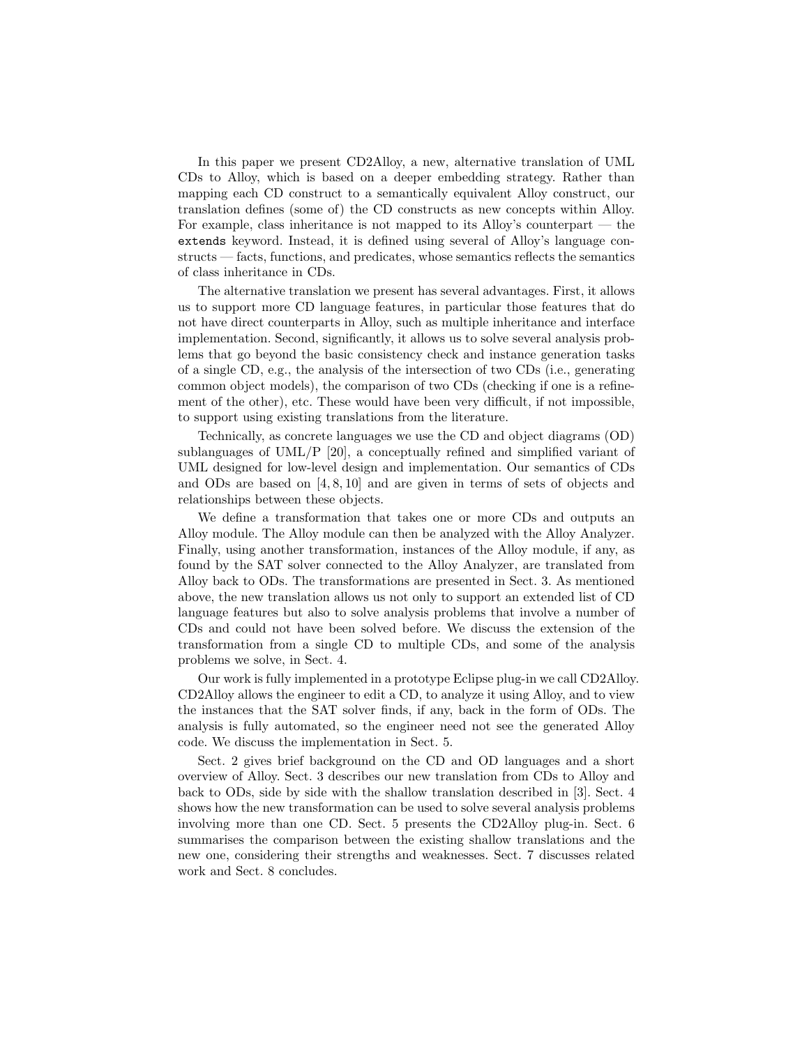In this paper we present CD2Alloy, a new, alternative translation of UML CDs to Alloy, which is based on a deeper embedding strategy. Rather than mapping each CD construct to a semantically equivalent Alloy construct, our translation defines (some of) the CD constructs as new concepts within Alloy. For example, class inheritance is not mapped to its Alloy's counterpart — the `extends` keyword. Instead, it is defined using several of Alloy's language constructs — facts, functions, and predicates, whose semantics reflects the semantics of class inheritance in CDs.

The alternative translation we present has several advantages. First, it allows us to support more CD language features, in particular those features that do not have direct counterparts in Alloy, such as multiple inheritance and interface implementation. Second, significantly, it allows us to solve several analysis problems that go beyond the basic consistency check and instance generation tasks of a single CD, e.g., the analysis of the intersection of two CDs (i.e., generating common object models), the comparison of two CDs (checking if one is a refinement of the other), etc. These would have been very difficult, if not impossible, to support using existing translations from the literature.

Technically, as concrete languages we use the CD and object diagrams (OD) sublanguages of UML/P [20], a conceptually refined and simplified variant of UML designed for low-level design and implementation. Our semantics of CDs and ODs are based on [4, 8, 10] and are given in terms of sets of objects and relationships between these objects.

We define a transformation that takes one or more CDs and outputs an Alloy module. The Alloy module can then be analyzed with the Alloy Analyzer. Finally, using another transformation, instances of the Alloy module, if any, as found by the SAT solver connected to the Alloy Analyzer, are translated from Alloy back to ODs. The transformations are presented in Sect. 3. As mentioned above, the new translation allows us not only to support an extended list of CD language features but also to solve analysis problems that involve a number of CDs and could not have been solved before. We discuss the extension of the transformation from a single CD to multiple CDs, and some of the analysis problems we solve, in Sect. 4.

Our work is fully implemented in a prototype Eclipse plug-in we call CD2Alloy. CD2Alloy allows the engineer to edit a CD, to analyze it using Alloy, and to view the instances that the SAT solver finds, if any, back in the form of ODs. The analysis is fully automated, so the engineer need not see the generated Alloy code. We discuss the implementation in Sect. 5.

Sect. 2 gives brief background on the CD and OD languages and a short overview of Alloy. Sect. 3 describes our new translation from CDs to Alloy and back to ODs, side by side with the shallow translation described in [3]. Sect. 4 shows how the new transformation can be used to solve several analysis problems involving more than one CD. Sect. 5 presents the CD2Alloy plug-in. Sect. 6 summarises the comparison between the existing shallow translations and the new one, considering their strengths and weaknesses. Sect. 7 discusses related work and Sect. 8 concludes.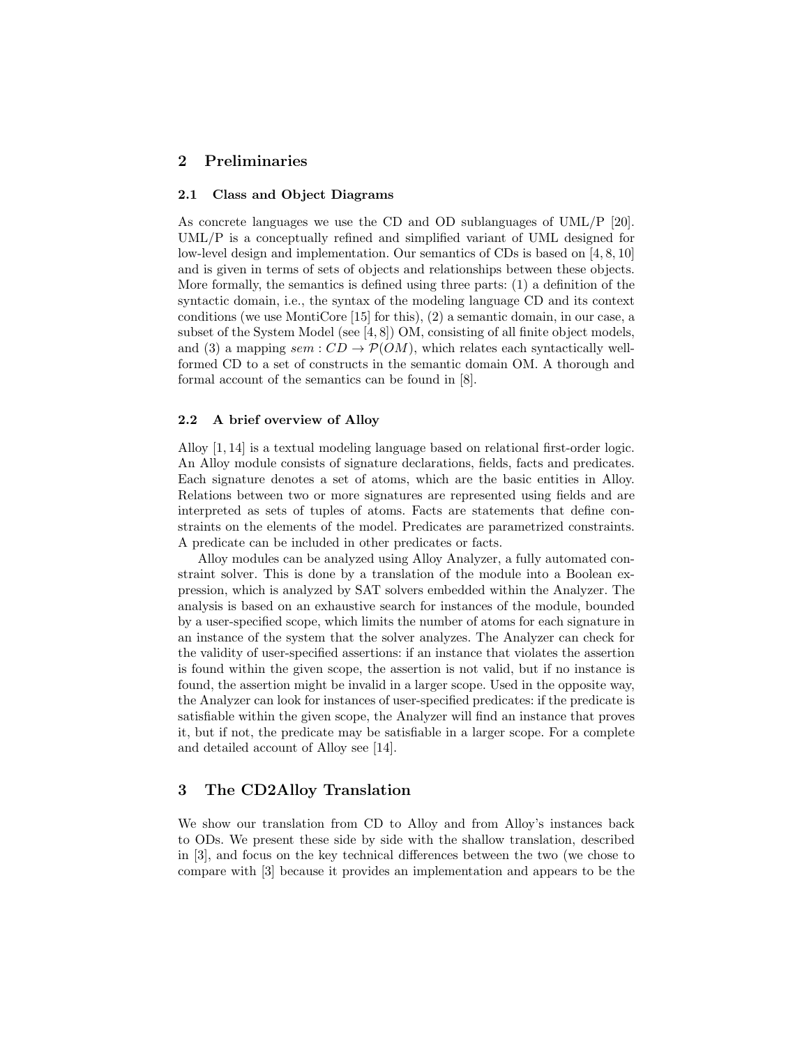## 2 Preliminaries

### 2.1 Class and Object Diagrams

As concrete languages we use the CD and OD sublanguages of UML/P [20]. UML/P is a conceptually refined and simplified variant of UML designed for low-level design and implementation. Our semantics of CDs is based on [4, 8, 10] and is given in terms of sets of objects and relationships between these objects. More formally, the semantics is defined using three parts: (1) a definition of the syntactic domain, i.e., the syntax of the modeling language CD and its context conditions (we use MontiCore [15] for this), (2) a semantic domain, in our case, a subset of the System Model (see [4, 8]) OM, consisting of all finite object models, and (3) a mapping $sem : CD \rightarrow \mathcal{P}(OM)$, which relates each syntactically well-formed CD to a set of constructs in the semantic domain OM. A thorough and formal account of the semantics can be found in [8].

### 2.2 A brief overview of Alloy

Alloy [1, 14] is a textual modeling language based on relational first-order logic. An Alloy module consists of signature declarations, fields, facts and predicates. Each signature denotes a set of atoms, which are the basic entities in Alloy. Relations between two or more signatures are represented using fields and are interpreted as sets of tuples of atoms. Facts are statements that define constraints on the elements of the model. Predicates are parametrized constraints. A predicate can be included in other predicates or facts.

Alloy modules can be analyzed using Alloy Analyzer, a fully automated constraint solver. This is done by a translation of the module into a Boolean expression, which is analyzed by SAT solvers embedded within the Analyzer. The analysis is based on an exhaustive search for instances of the module, bounded by a user-specified scope, which limits the number of atoms for each signature in an instance of the system that the solver analyzes. The Analyzer can check for the validity of user-specified assertions: if an instance that violates the assertion is found within the given scope, the assertion is not valid, but if no instance is found, the assertion might be invalid in a larger scope. Used in the opposite way, the Analyzer can look for instances of user-specified predicates: if the predicate is satisfiable within the given scope, the Analyzer will find an instance that proves it, but if not, the predicate may be satisfiable in a larger scope. For a complete and detailed account of Alloy see [14].

## 3 The CD2Alloy Translation

We show our translation from CD to Alloy and from Alloy's instances back to ODs. We present these side by side with the shallow translation, described in [3], and focus on the key technical differences between the two (we chose to compare with [3] because it provides an implementation and appears to be the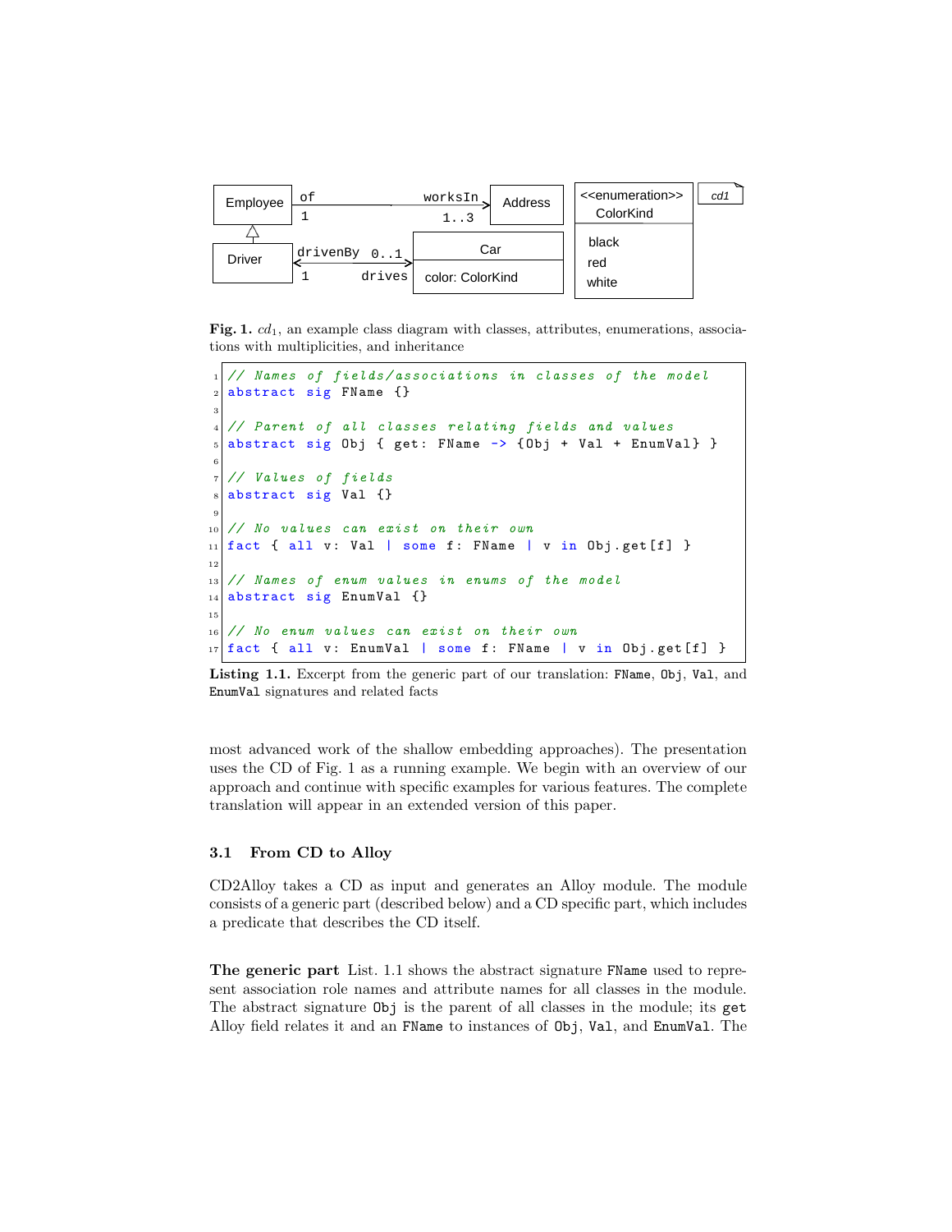Fig. 1. $cd_1$, an example class diagram with classes, attributes, enumerations, associations with multiplicities, and inheritance

```
// Names of fields/associations in classes of the model
abstract sig FName {}

// Parent of all classes relating fields and values
abstract sig Obj { get: FName -> {Obj + Val + EnumVal} }

// Values of fields
abstract sig Val {}

// No values can exist on their own
fact { all v: Val | some f: FName | v in Obj.get[f] }

// Names of enum values in enums of the model
abstract sig EnumVal {}

// No enum values can exist on their own
fact { all v: EnumVal | some f: FName | v in Obj.get[f] }
```

**Listing 1.1.** Excerpt from the generic part of our translation: `FName`, `Obj`, `Val`, and `EnumVal` signatures and related facts

most advanced work of the shallow embedding approaches). The presentation uses the CD of Fig. 1 as a running example. We begin with an overview of our approach and continue with specific examples for various features. The complete translation will appear in an extended version of this paper.

### 3.1 From CD to Alloy

CD2Alloy takes a CD as input and generates an Alloy module. The module consists of a generic part (described below) and a CD specific part, which includes a predicate that describes the CD itself.

**The generic part** List. 1.1 shows the abstract signature `FName` used to represent association role names and attribute names for all classes in the module. The abstract signature `Obj` is the parent of all classes in the module; its `get` Alloy field relates it and an `FName` to instances of `Obj`, `Val`, and `EnumVal`. The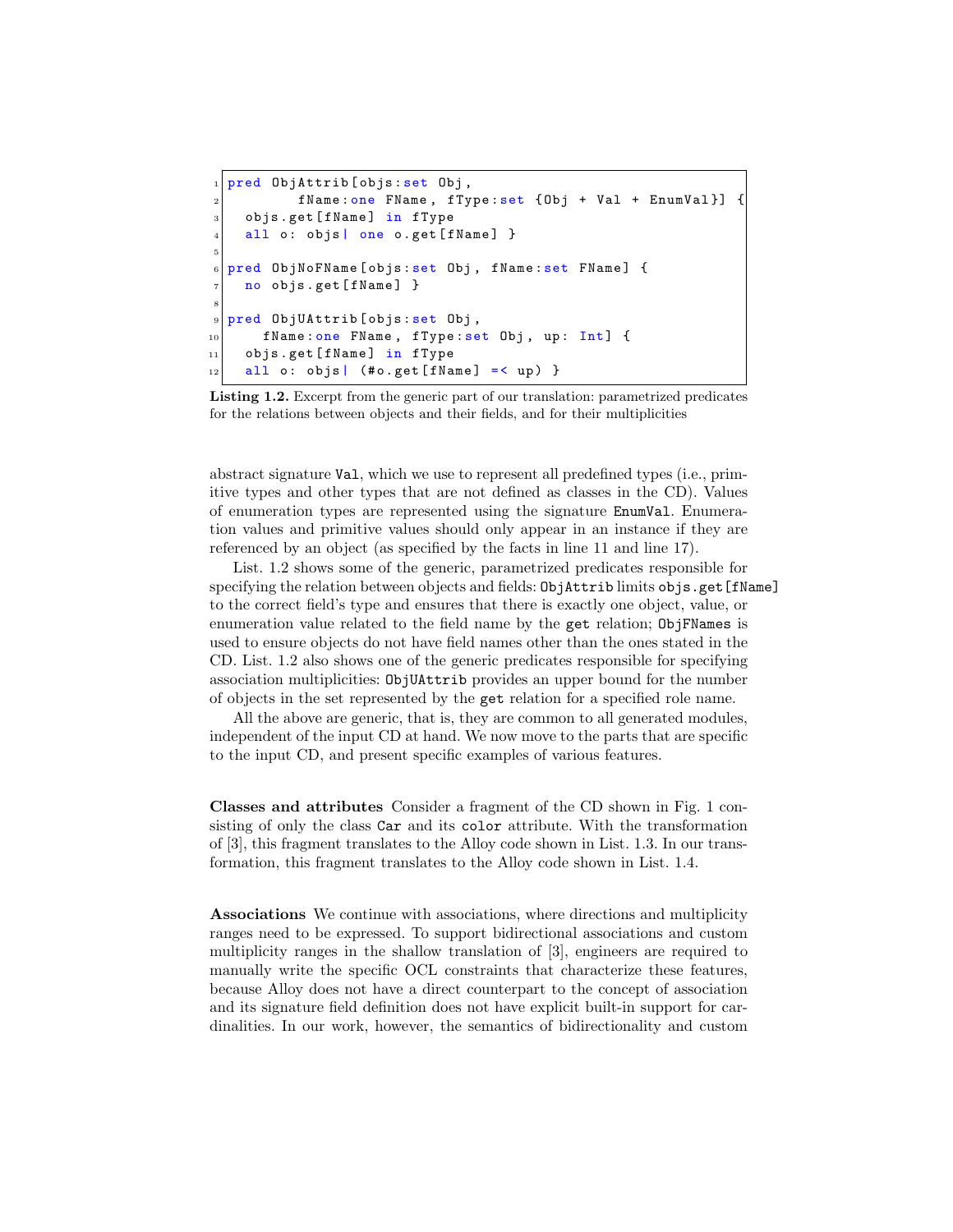```
pred ObjAttrib[objs:set Obj,
        fName:one FName, fType:set {Obj + Val + EnumVal}] {
  objs.get[fName] in fType
  all o: objs| one o.get[fName] }

pred ObjNoFName[objs:set Obj, fName:set FName] {
  no objs.get[fName] }

pred ObjUAttrib[objs:set Obj,
    fName:one FName, fType:set Obj, up: Int] {
  objs.get[fName] in fType
  all o: objs| (#o.get[fName] =< up) }
```

**Listing 1.2.** Excerpt from the generic part of our translation: parametrized predicates for the relations between objects and their fields, and for their multiplicities

abstract signature `Val`, which we use to represent all predefined types (i.e., primitive types and other types that are not defined as classes in the CD). Values of enumeration types are represented using the signature `EnumVal`. Enumeration values and primitive values should only appear in an instance if they are referenced by an object (as specified by the facts in line 11 and line 17).

List. 1.2 shows some of the generic, parametrized predicates responsible for specifying the relation between objects and fields: `ObjAttrib` limits `objs.get[fName]` to the correct field's type and ensures that there is exactly one object, value, or enumeration value related to the field name by the `get` relation; `ObjFNames` is used to ensure objects do not have field names other than the ones stated in the CD. List. 1.2 also shows one of the generic predicates responsible for specifying association multiplicities: `ObjUAttrib` provides an upper bound for the number of objects in the set represented by the `get` relation for a specified role name.

All the above are generic, that is, they are common to all generated modules, independent of the input CD at hand. We now move to the parts that are specific to the input CD, and present specific examples of various features.

**Classes and attributes** Consider a fragment of the CD shown in Fig. 1 consisting of only the class `Car` and its `color` attribute. With the transformation of [3], this fragment translates to the Alloy code shown in List. 1.3. In our transformation, this fragment translates to the Alloy code shown in List. 1.4.

**Associations** We continue with associations, where directions and multiplicity ranges need to be expressed. To support bidirectional associations and custom multiplicity ranges in the shallow translation of [3], engineers are required to manually write the specific OCL constraints that characterize these features, because Alloy does not have a direct counterpart to the concept of association and its signature field definition does not have explicit built-in support for cardinalities. In our work, however, the semantics of bidirectionality and custom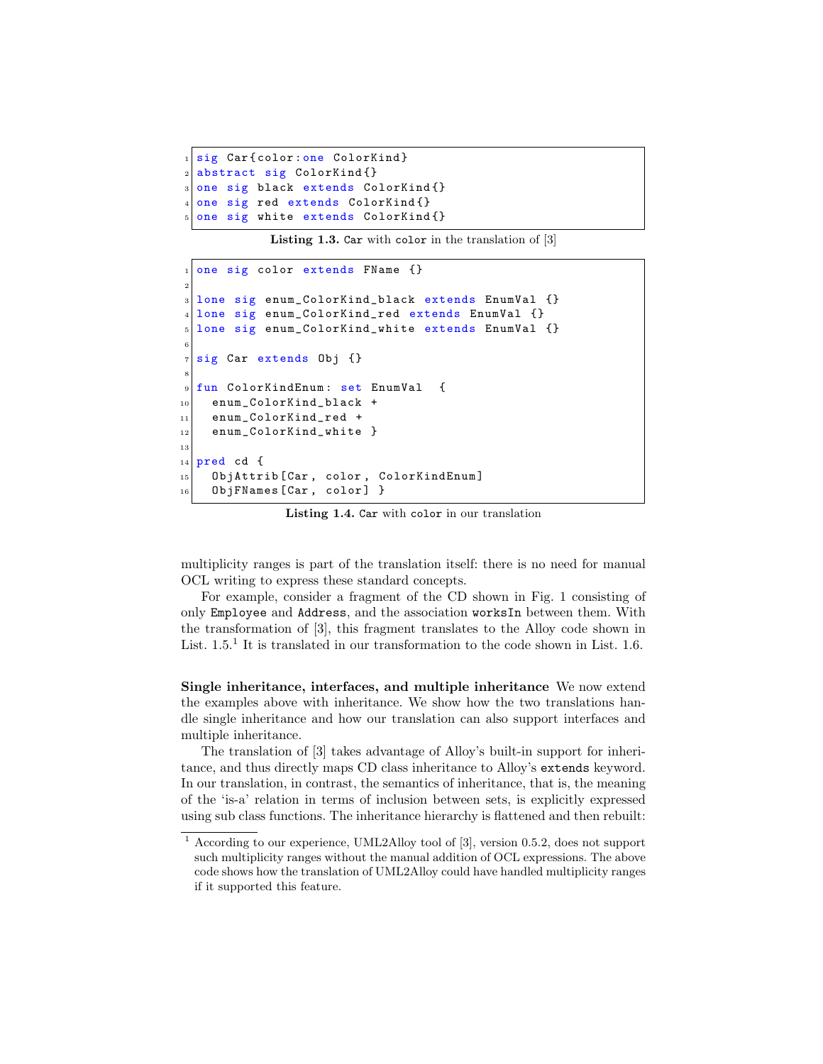```
sig Car{color:one ColorKind}
abstract sig ColorKind{}
one sig black extends ColorKind{}
one sig red extends ColorKind{}
one sig white extends ColorKind{}
```

**Listing 1.3.** `Car` with `color` in the translation of [3]

```
one sig color extends FName {}

lone sig enum_ColorKind_black extends EnumVal {}
lone sig enum_ColorKind_red extends EnumVal {}
lone sig enum_ColorKind_white extends EnumVal {}

sig Car extends Obj {}

fun ColorKindEnum: set EnumVal  {
  enum_ColorKind_black +
  enum_ColorKind_red +
  enum_ColorKind_white }

pred cd {
  ObjAttrib[Car, color, ColorKindEnum]
  ObjFNames[Car, color] }
```

**Listing 1.4.** `Car` with `color` in our translation

multiplicity ranges is part of the translation itself: there is no need for manual OCL writing to express these standard concepts.

For example, consider a fragment of the CD shown in Fig. 1 consisting of only `Employee` and `Address`, and the association `worksIn` between them. With the transformation of [3], this fragment translates to the Alloy code shown in List. 1.5.[1] It is translated in our transformation to the code shown in List. 1.6.

**Single inheritance, interfaces, and multiple inheritance** We now extend the examples above with inheritance. We show how the two translations handle single inheritance and how our translation can also support interfaces and multiple inheritance.

The translation of [3] takes advantage of Alloy's built-in support for inheritance, and thus directly maps CD class inheritance to Alloy's `extends` keyword. In our translation, in contrast, the semantics of inheritance, that is, the meaning of the 'is-a' relation in terms of inclusion between sets, is explicitly expressed using sub class functions. The inheritance hierarchy is flattened and then rebuilt:

[1] According to our experience, UML2Alloy tool of [3], version 0.5.2, does not support such multiplicity ranges without the manual addition of OCL expressions. The above code shows how the translation of UML2Alloy could have handled multiplicity ranges if it supported this feature.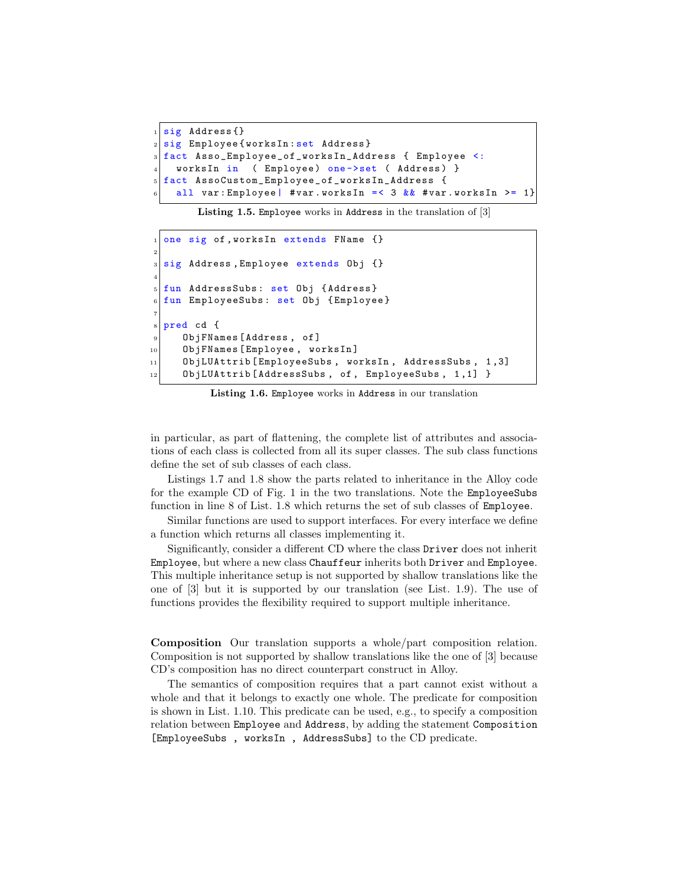```
sig Address{}
sig Employee{worksIn:set Address}
fact Asso_Employee_of_worksIn_Address { Employee <:
  worksIn in  ( Employee) one->set ( Address) }
fact AssoCustom_Employee_of_worksIn_Address {
  all var:Employee| #var.worksIn =< 3 && #var.worksIn >= 1}
```

**Listing 1.5.** `Employee` works in `Address` in the translation of [3]

```
one sig of,worksIn extends FName {}

sig Address,Employee extends Obj {}

fun AddressSubs: set Obj {Address}
fun EmployeeSubs: set Obj {Employee}

pred cd {
   ObjFNames[Address, of]
   ObjFNames[Employee, worksIn]
   ObjLUAttrib[EmployeeSubs, worksIn, AddressSubs, 1,3]
   ObjLUAttrib[AddressSubs, of, EmployeeSubs, 1,1] }
```

**Listing 1.6.** `Employee` works in `Address` in our translation

in particular, as part of flattening, the complete list of attributes and associations of each class is collected from all its super classes. The sub class functions define the set of sub classes of each class.

Listings 1.7 and 1.8 show the parts related to inheritance in the Alloy code for the example CD of Fig. 1 in the two translations. Note the `EmployeeSubs` function in line 8 of List. 1.8 which returns the set of sub classes of `Employee`.

Similar functions are used to support interfaces. For every interface we define a function which returns all classes implementing it.

Significantly, consider a different CD where the class `Driver` does not inherit `Employee`, but where a new class `Chauffeur` inherits both `Driver` and `Employee`. This multiple inheritance setup is not supported by shallow translations like the one of [3] but it is supported by our translation (see List. 1.9). The use of functions provides the flexibility required to support multiple inheritance.

**Composition** Our translation supports a whole/part composition relation. Composition is not supported by shallow translations like the one of [3] because CD's composition has no direct counterpart construct in Alloy.

The semantics of composition requires that a part cannot exist without a whole and that it belongs to exactly one whole. The predicate for composition is shown in List. 1.10. This predicate can be used, e.g., to specify a composition relation between `Employee` and `Address`, by adding the statement `Composition [EmployeeSubs , worksIn , AddressSubs]` to the CD predicate.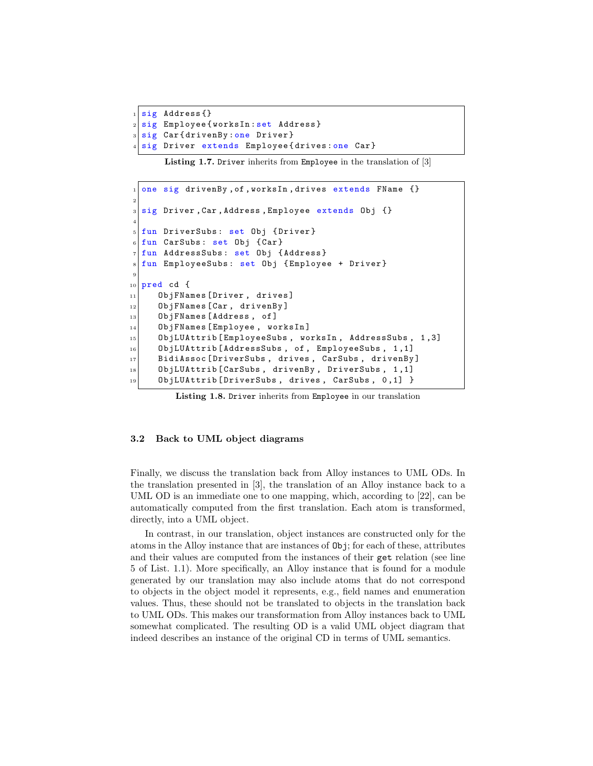```
sig Address{}
sig Employee{worksIn:set Address}
sig Car{drivenBy:one Driver}
sig Driver extends Employee{drives:one Car}
```

**Listing 1.7.** `Driver` inherits from `Employee` in the translation of [3]

```
one sig drivenBy,of,worksIn,drives extends FName {}

sig Driver,Car,Address,Employee extends Obj {}

fun DriverSubs: set Obj {Driver}
fun CarSubs: set Obj {Car}
fun AddressSubs: set Obj {Address}
fun EmployeeSubs: set Obj {Employee + Driver}

pred cd {
   ObjFNames[Driver, drives]
   ObjFNames[Car, drivenBy]
   ObjFNames[Address, of]
   ObjFNames[Employee, worksIn]
   ObjLUAttrib[EmployeeSubs, worksIn, AddressSubs, 1,3]
   ObjLUAttrib[AddressSubs, of, EmployeeSubs, 1,1]
   BidiAssoc[DriverSubs, drives, CarSubs, drivenBy]
   ObjLUAttrib[CarSubs, drivenBy, DriverSubs, 1,1]
   ObjLUAttrib[DriverSubs, drives, CarSubs, 0,1] }
```

**Listing 1.8.** `Driver` inherits from `Employee` in our translation

### 3.2 Back to UML object diagrams

Finally, we discuss the translation back from Alloy instances to UML ODs. In the translation presented in [3], the translation of an Alloy instance back to a UML OD is an immediate one to one mapping, which, according to [22], can be automatically computed from the first translation. Each atom is transformed, directly, into a UML object.

In contrast, in our translation, object instances are constructed only for the atoms in the Alloy instance that are instances of `Obj`; for each of these, attributes and their values are computed from the instances of their `get` relation (see line 5 of List. 1.1). More specifically, an Alloy instance that is found for a module generated by our translation may also include atoms that do not correspond to objects in the object model it represents, e.g., field names and enumeration values. Thus, these should not be translated to objects in the translation back to UML ODs. This makes our transformation from Alloy instances back to UML somewhat complicated. The resulting OD is a valid UML object diagram that indeed describes an instance of the original CD in terms of UML semantics.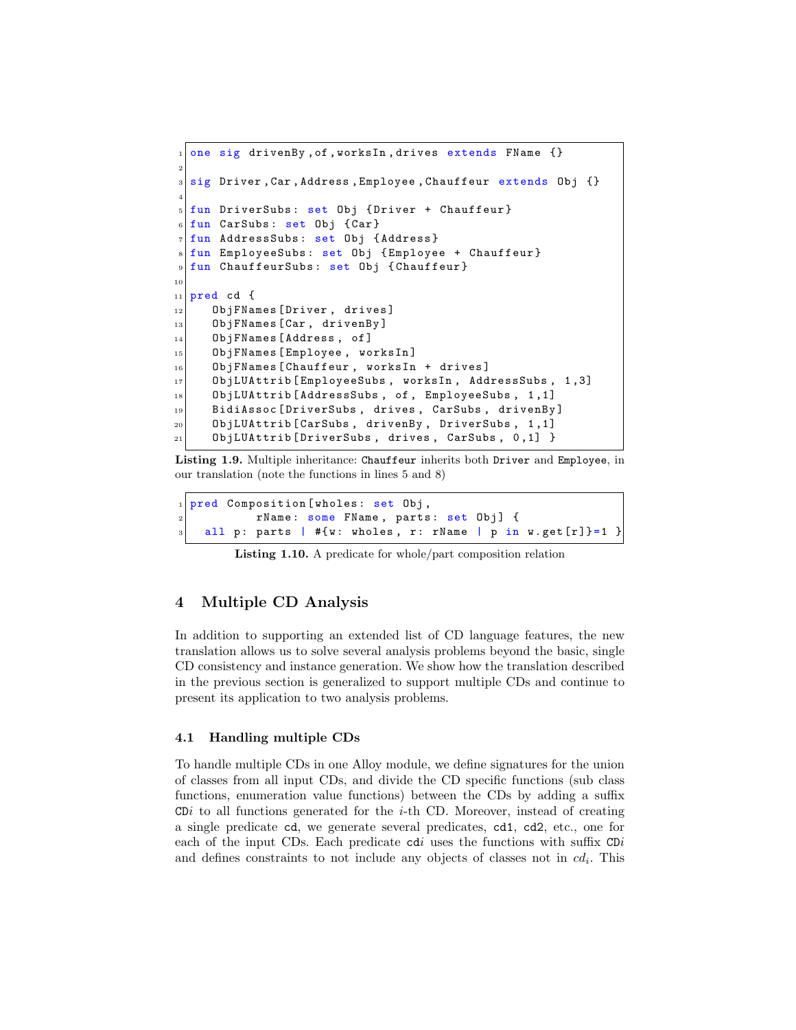```
one sig drivenBy,of,worksIn,drives extends FName {}

sig Driver,Car,Address,Employee,Chauffeur extends Obj {}

fun DriverSubs: set Obj {Driver + Chauffeur}
fun CarSubs: set Obj {Car}
fun AddressSubs: set Obj {Address}
fun EmployeeSubs: set Obj {Employee + Chauffeur}
fun ChauffeurSubs: set Obj {Chauffeur}

pred cd {
   ObjFNames[Driver, drives]
   ObjFNames[Car, drivenBy]
   ObjFNames[Address, of]
   ObjFNames[Employee, worksIn]
   ObjFNames[Chauffeur, worksIn + drives]
   ObjLUAttrib[EmployeeSubs, worksIn, AddressSubs, 1,3]
   ObjLUAttrib[AddressSubs, of, EmployeeSubs, 1,1]
   BidiAssoc[DriverSubs, drives, CarSubs, drivenBy]
   ObjLUAttrib[CarSubs, drivenBy, DriverSubs, 1,1]
   ObjLUAttrib[DriverSubs, drives, CarSubs, 0,1] }
```

**Listing 1.9.** Multiple inheritance: `Chauffeur` inherits both `Driver` and `Employee`, in our translation (note the functions in lines 5 and 8)

```
pred Composition[wholes: set Obj,
         rName: some FName, parts: set Obj] {
  all p: parts | #{w: wholes, r: rName | p in w.get[r]}=1 }
```

**Listing 1.10.** A predicate for whole/part composition relation

## 4 Multiple CD Analysis

In addition to supporting an extended list of CD language features, the new translation allows us to solve several analysis problems beyond the basic, single CD consistency and instance generation. We show how the translation described in the previous section is generalized to support multiple CDs and continue to present its application to two analysis problems.

### 4.1 Handling multiple CDs

To handle multiple CDs in one Alloy module, we define signatures for the union of classes from all input CDs, and divide the CD specific functions (sub class functions, enumeration value functions) between the CDs by adding a suffix `CD`$i$ to all functions generated for the $i$-th CD. Moreover, instead of creating a single predicate `cd`, we generate several predicates, `cd1`, `cd2`, etc., one for each of the input CDs. Each predicate `cd`$i$ uses the functions with suffix `CD`$i$ and defines constraints to not include any objects of classes not in $cd_i$. This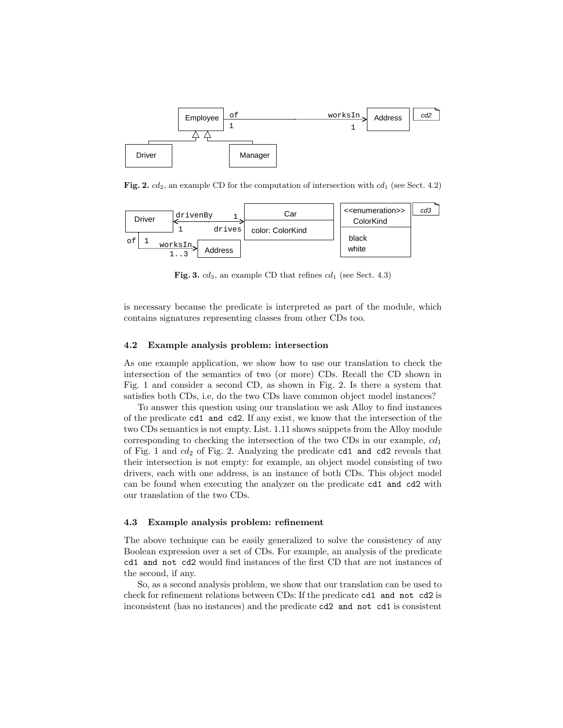**Fig. 2.** $cd_2$, an example CD for the computation of intersection with $cd_1$ (see Sect. 4.2)

**Fig. 3.** $cd_3$, an example CD that refines $cd_1$ (see Sect. 4.3)

is necessary because the predicate is interpreted as part of the module, which contains signatures representing classes from other CDs too.

### 4.2 Example analysis problem: intersection

As one example application, we show how to use our translation to check the intersection of the semantics of two (or more) CDs. Recall the CD shown in Fig. 1 and consider a second CD, as shown in Fig. 2. Is there a system that satisfies both CDs, i.e, do the two CDs have common object model instances?

To answer this question using our translation we ask Alloy to find instances of the predicate `cd1 and cd2`. If any exist, we know that the intersection of the two CDs semantics is not empty. List. 1.11 shows snippets from the Alloy module corresponding to checking the intersection of the two CDs in our example, $cd_1$ of Fig. 1 and $cd_2$ of Fig. 2. Analyzing the predicate `cd1 and cd2` reveals that their intersection is not empty: for example, an object model consisting of two drivers, each with one address, is an instance of both CDs. This object model can be found when executing the analyzer on the predicate `cd1 and cd2` with our translation of the two CDs.

### 4.3 Example analysis problem: refinement

The above technique can be easily generalized to solve the consistency of any Boolean expression over a set of CDs. For example, an analysis of the predicate `cd1 and not cd2` would find instances of the first CD that are not instances of the second, if any.

So, as a second analysis problem, we show that our translation can be used to check for refinement relations between CDs: If the predicate `cd1 and not cd2` is inconsistent (has no instances) and the predicate `cd2 and not cd1` is consistent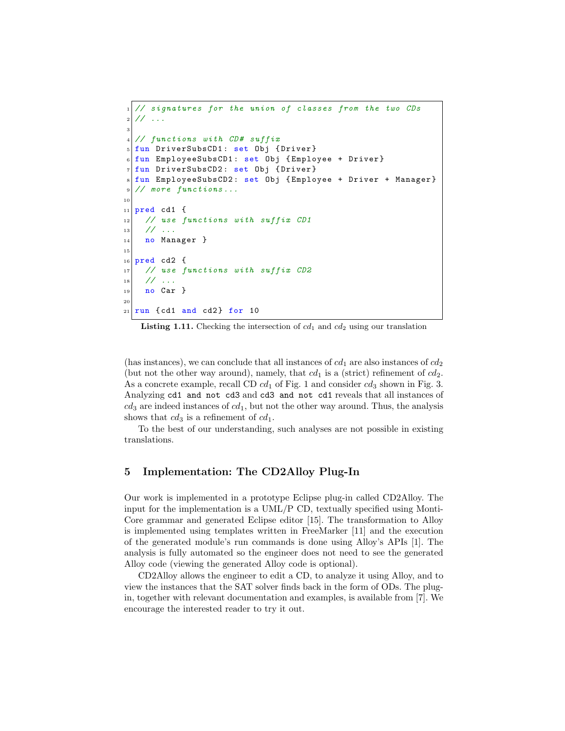```
// signatures for the union of classes from the two CDs
// ...

// functions with CD# suffix
fun DriverSubsCD1: set Obj {Driver}
fun EmployeeSubsCD1: set Obj {Employee + Driver}
fun DriverSubsCD2: set Obj {Driver}
fun EmployeeSubsCD2: set Obj {Employee + Driver + Manager}
// more functions...

pred cd1 {
  // use functions with suffix CD1
  // ...
  no Manager }

pred cd2 {
  // use functions with suffix CD2
  // ...
  no Car }

run {cd1 and cd2} for 10
```

**Listing 1.11.** Checking the intersection of $cd_1$ and $cd_2$ using our translation

(has instances), we can conclude that all instances of $cd_1$ are also instances of $cd_2$ (but not the other way around), namely, that $cd_1$ is a (strict) refinement of $cd_2$. As a concrete example, recall CD $cd_1$ of Fig. 1 and consider $cd_3$ shown in Fig. 3. Analyzing `cd1 and not cd3` and `cd3 and not cd1` reveals that all instances of $cd_3$ are indeed instances of $cd_1$, but not the other way around. Thus, the analysis shows that $cd_3$ is a refinement of $cd_1$.

To the best of our understanding, such analyses are not possible in existing translations.

## 5 Implementation: The CD2Alloy Plug-In

Our work is implemented in a prototype Eclipse plug-in called CD2Alloy. The input for the implementation is a UML/P CD, textually specified using MontiCore grammar and generated Eclipse editor [15]. The transformation to Alloy is implemented using templates written in FreeMarker [11] and the execution of the generated module's run commands is done using Alloy's APIs [1]. The analysis is fully automated so the engineer does not need to see the generated Alloy code (viewing the generated Alloy code is optional).

CD2Alloy allows the engineer to edit a CD, to analyze it using Alloy, and to view the instances that the SAT solver finds back in the form of ODs. The plug-in, together with relevant documentation and examples, is available from [7]. We encourage the interested reader to try it out.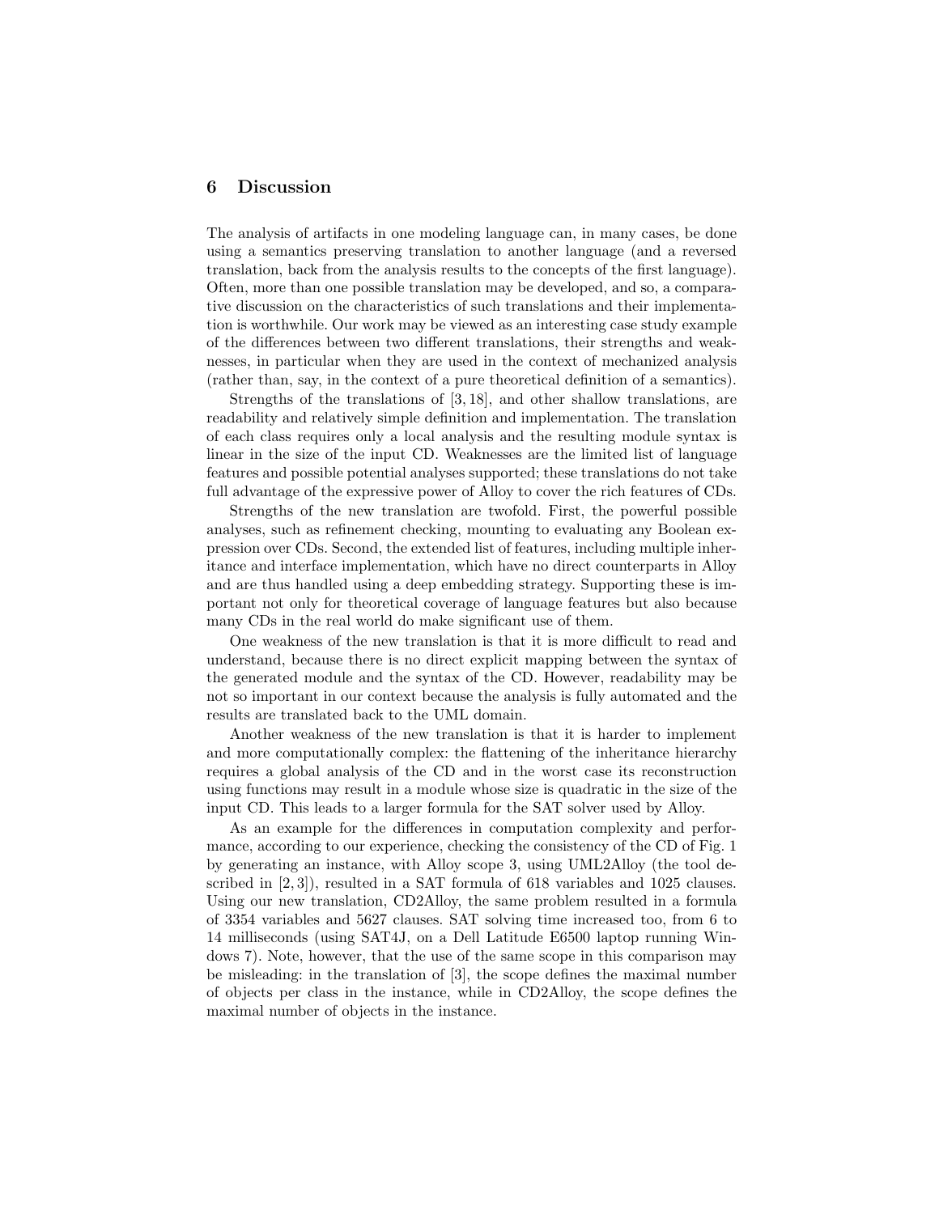## 6 Discussion

The analysis of artifacts in one modeling language can, in many cases, be done using a semantics preserving translation to another language (and a reversed translation, back from the analysis results to the concepts of the first language). Often, more than one possible translation may be developed, and so, a comparative discussion on the characteristics of such translations and their implementation is worthwhile. Our work may be viewed as an interesting case study example of the differences between two different translations, their strengths and weaknesses, in particular when they are used in the context of mechanized analysis (rather than, say, in the context of a pure theoretical definition of a semantics).

Strengths of the translations of [3, 18], and other shallow translations, are readability and relatively simple definition and implementation. The translation of each class requires only a local analysis and the resulting module syntax is linear in the size of the input CD. Weaknesses are the limited list of language features and possible potential analyses supported; these translations do not take full advantage of the expressive power of Alloy to cover the rich features of CDs.

Strengths of the new translation are twofold. First, the powerful possible analyses, such as refinement checking, mounting to evaluating any Boolean expression over CDs. Second, the extended list of features, including multiple inheritance and interface implementation, which have no direct counterparts in Alloy and are thus handled using a deep embedding strategy. Supporting these is important not only for theoretical coverage of language features but also because many CDs in the real world do make significant use of them.

One weakness of the new translation is that it is more difficult to read and understand, because there is no direct explicit mapping between the syntax of the generated module and the syntax of the CD. However, readability may be not so important in our context because the analysis is fully automated and the results are translated back to the UML domain.

Another weakness of the new translation is that it is harder to implement and more computationally complex: the flattening of the inheritance hierarchy requires a global analysis of the CD and in the worst case its reconstruction using functions may result in a module whose size is quadratic in the size of the input CD. This leads to a larger formula for the SAT solver used by Alloy.

As an example for the differences in computation complexity and performance, according to our experience, checking the consistency of the CD of Fig. 1 by generating an instance, with Alloy scope 3, using UML2Alloy (the tool described in [2, 3]), resulted in a SAT formula of 618 variables and 1025 clauses. Using our new translation, CD2Alloy, the same problem resulted in a formula of 3354 variables and 5627 clauses. SAT solving time increased too, from 6 to 14 milliseconds (using SAT4J, on a Dell Latitude E6500 laptop running Windows 7). Note, however, that the use of the same scope in this comparison may be misleading: in the translation of [3], the scope defines the maximal number of objects per class in the instance, while in CD2Alloy, the scope defines the maximal number of objects in the instance.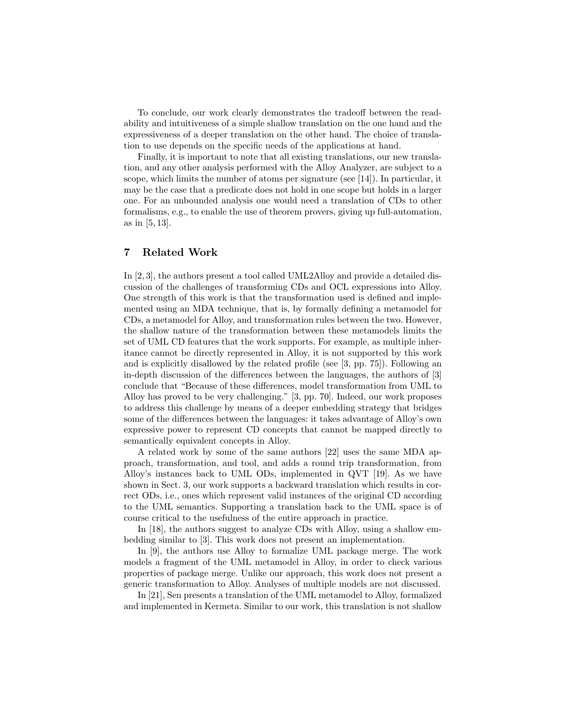To conclude, our work clearly demonstrates the tradeoff between the readability and intuitiveness of a simple shallow translation on the one hand and the expressiveness of a deeper translation on the other hand. The choice of translation to use depends on the specific needs of the applications at hand.

Finally, it is important to note that all existing translations, our new translation, and any other analysis performed with the Alloy Analyzer, are subject to a scope, which limits the number of atoms per signature (see [14]). In particular, it may be the case that a predicate does not hold in one scope but holds in a larger one. For an unbounded analysis one would need a translation of CDs to other formalisms, e.g., to enable the use of theorem provers, giving up full-automation, as in [5, 13].

## 7 Related Work

In [2, 3], the authors present a tool called UML2Alloy and provide a detailed discussion of the challenges of transforming CDs and OCL expressions into Alloy. One strength of this work is that the transformation used is defined and implemented using an MDA technique, that is, by formally defining a metamodel for CDs, a metamodel for Alloy, and transformation rules between the two. However, the shallow nature of the transformation between these metamodels limits the set of UML CD features that the work supports. For example, as multiple inheritance cannot be directly represented in Alloy, it is not supported by this work and is explicitly disallowed by the related profile (see [3, pp. 75]). Following an in-depth discussion of the differences between the languages, the authors of [3] conclude that "Because of these differences, model transformation from UML to Alloy has proved to be very challenging." [3, pp. 70]. Indeed, our work proposes to address this challenge by means of a deeper embedding strategy that bridges some of the differences between the languages: it takes advantage of Alloy's own expressive power to represent CD concepts that cannot be mapped directly to semantically equivalent concepts in Alloy.

A related work by some of the same authors [22] uses the same MDA approach, transformation, and tool, and adds a round trip transformation, from Alloy's instances back to UML ODs, implemented in QVT [19]. As we have shown in Sect. 3, our work supports a backward translation which results in correct ODs, i.e., ones which represent valid instances of the original CD according to the UML semantics. Supporting a translation back to the UML space is of course critical to the usefulness of the entire approach in practice.

In [18], the authors suggest to analyze CDs with Alloy, using a shallow embedding similar to [3]. This work does not present an implementation.

In [9], the authors use Alloy to formalize UML package merge. The work models a fragment of the UML metamodel in Alloy, in order to check various properties of package merge. Unlike our approach, this work does not present a generic transformation to Alloy. Analyses of multiple models are not discussed.

In [21], Sen presents a translation of the UML metamodel to Alloy, formalized and implemented in Kermeta. Similar to our work, this translation is not shallow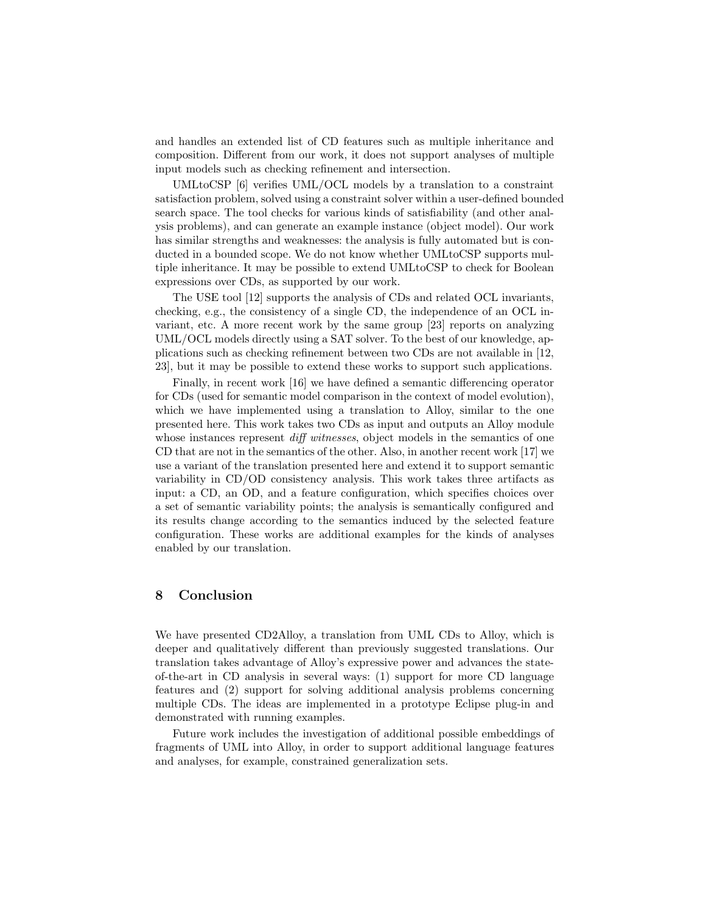and handles an extended list of CD features such as multiple inheritance and composition. Different from our work, it does not support analyses of multiple input models such as checking refinement and intersection.

UMLtoCSP [6] verifies UML/OCL models by a translation to a constraint satisfaction problem, solved using a constraint solver within a user-defined bounded search space. The tool checks for various kinds of satisfiability (and other analysis problems), and can generate an example instance (object model). Our work has similar strengths and weaknesses: the analysis is fully automated but is conducted in a bounded scope. We do not know whether UMLtoCSP supports multiple inheritance. It may be possible to extend UMLtoCSP to check for Boolean expressions over CDs, as supported by our work.

The USE tool [12] supports the analysis of CDs and related OCL invariants, checking, e.g., the consistency of a single CD, the independence of an OCL invariant, etc. A more recent work by the same group [23] reports on analyzing UML/OCL models directly using a SAT solver. To the best of our knowledge, applications such as checking refinement between two CDs are not available in [12, 23], but it may be possible to extend these works to support such applications.

Finally, in recent work [16] we have defined a semantic differencing operator for CDs (used for semantic model comparison in the context of model evolution), which we have implemented using a translation to Alloy, similar to the one presented here. This work takes two CDs as input and outputs an Alloy module whose instances represent *diff witnesses*, object models in the semantics of one CD that are not in the semantics of the other. Also, in another recent work [17] we use a variant of the translation presented here and extend it to support semantic variability in CD/OD consistency analysis. This work takes three artifacts as input: a CD, an OD, and a feature configuration, which specifies choices over a set of semantic variability points; the analysis is semantically configured and its results change according to the semantics induced by the selected feature configuration. These works are additional examples for the kinds of analyses enabled by our translation.

## 8 Conclusion

We have presented CD2Alloy, a translation from UML CDs to Alloy, which is deeper and qualitatively different than previously suggested translations. Our translation takes advantage of Alloy's expressive power and advances the state-of-the-art in CD analysis in several ways: (1) support for more CD language features and (2) support for solving additional analysis problems concerning multiple CDs. The ideas are implemented in a prototype Eclipse plug-in and demonstrated with running examples.

Future work includes the investigation of additional possible embeddings of fragments of UML into Alloy, in order to support additional language features and analyses, for example, constrained generalization sets.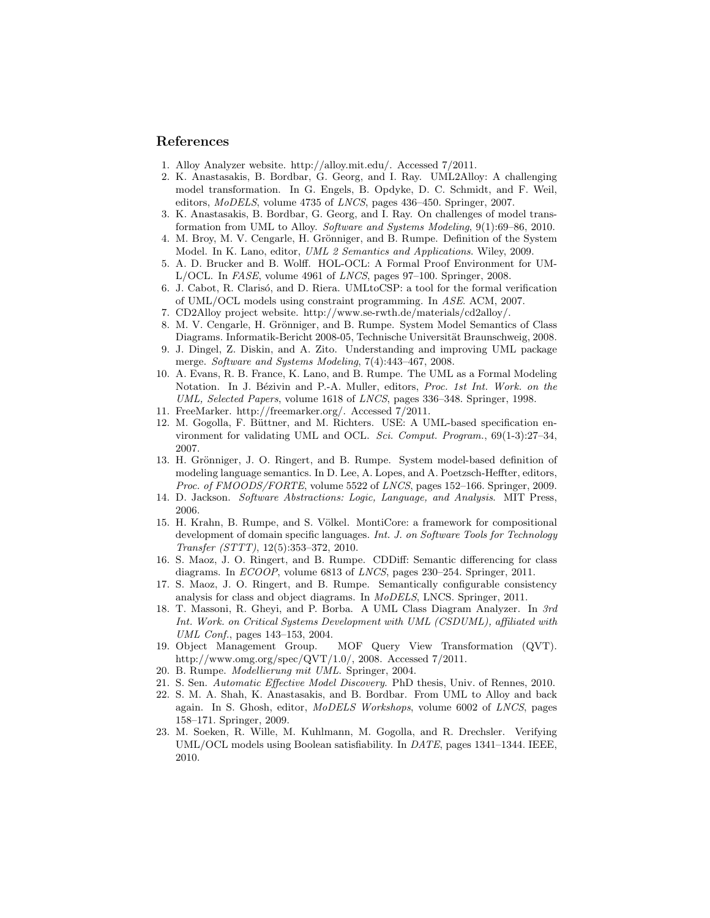## References

1. Alloy Analyzer website. http://alloy.mit.edu/. Accessed 7/2011.
2. K. Anastasakis, B. Bordbar, G. Georg, and I. Ray. UML2Alloy: A challenging model transformation. In G. Engels, B. Opdyke, D. C. Schmidt, and F. Weil, editors, *MoDELS*, volume 4735 of *LNCS*, pages 436–450. Springer, 2007.
3. K. Anastasakis, B. Bordbar, G. Georg, and I. Ray. On challenges of model transformation from UML to Alloy. *Software and Systems Modeling*, 9(1):69–86, 2010.
4. M. Broy, M. V. Cengarle, H. Grönniger, and B. Rumpe. Definition of the System Model. In K. Lano, editor, *UML 2 Semantics and Applications*. Wiley, 2009.
5. A. D. Brucker and B. Wolff. HOL-OCL: A Formal Proof Environment for UML/OCL. In *FASE*, volume 4961 of *LNCS*, pages 97–100. Springer, 2008.
6. J. Cabot, R. Clarisó, and D. Riera. UMLtoCSP: a tool for the formal verification of UML/OCL models using constraint programming. In *ASE*. ACM, 2007.
7. CD2Alloy project website. http://www.se-rwth.de/materials/cd2alloy/.
8. M. V. Cengarle, H. Grönniger, and B. Rumpe. System Model Semantics of Class Diagrams. Informatik-Bericht 2008-05, Technische Universität Braunschweig, 2008.
9. J. Dingel, Z. Diskin, and A. Zito. Understanding and improving UML package merge. *Software and Systems Modeling*, 7(4):443–467, 2008.
10. A. Evans, R. B. France, K. Lano, and B. Rumpe. The UML as a Formal Modeling Notation. In J. Bézivin and P.-A. Muller, editors, *Proc. 1st Int. Work. on the UML, Selected Papers*, volume 1618 of *LNCS*, pages 336–348. Springer, 1998.
11. FreeMarker. http://freemarker.org/. Accessed 7/2011.
12. M. Gogolla, F. Büttner, and M. Richters. USE: A UML-based specification environment for validating UML and OCL. *Sci. Comput. Program.*, 69(1-3):27–34, 2007.
13. H. Grönniger, J. O. Ringert, and B. Rumpe. System model-based definition of modeling language semantics. In D. Lee, A. Lopes, and A. Poetzsch-Heffter, editors, *Proc. of FMOODS/FORTE*, volume 5522 of *LNCS*, pages 152–166. Springer, 2009.
14. D. Jackson. *Software Abstractions: Logic, Language, and Analysis*. MIT Press, 2006.
15. H. Krahn, B. Rumpe, and S. Völkel. MontiCore: a framework for compositional development of domain specific languages. *Int. J. on Software Tools for Technology Transfer (STTT)*, 12(5):353–372, 2010.
16. S. Maoz, J. O. Ringert, and B. Rumpe. CDDiff: Semantic differencing for class diagrams. In *ECOOP*, volume 6813 of *LNCS*, pages 230–254. Springer, 2011.
17. S. Maoz, J. O. Ringert, and B. Rumpe. Semantically configurable consistency analysis for class and object diagrams. In *MoDELS*, LNCS. Springer, 2011.
18. T. Massoni, R. Gheyi, and P. Borba. A UML Class Diagram Analyzer. In *3rd Int. Work. on Critical Systems Development with UML (CSDUML), affiliated with UML Conf.*, pages 143–153, 2004.
19. Object Management Group. MOF Query View Transformation (QVT). http://www.omg.org/spec/QVT/1.0/, 2008. Accessed 7/2011.
20. B. Rumpe. *Modellierung mit UML*. Springer, 2004.
21. S. Sen. *Automatic Effective Model Discovery*. PhD thesis, Univ. of Rennes, 2010.
22. S. M. A. Shah, K. Anastasakis, and B. Bordbar. From UML to Alloy and back again. In S. Ghosh, editor, *MoDELS Workshops*, volume 6002 of *LNCS*, pages 158–171. Springer, 2009.
23. M. Soeken, R. Wille, M. Kuhlmann, M. Gogolla, and R. Drechsler. Verifying UML/OCL models using Boolean satisfiability. In *DATE*, pages 1341–1344. IEEE, 2010.